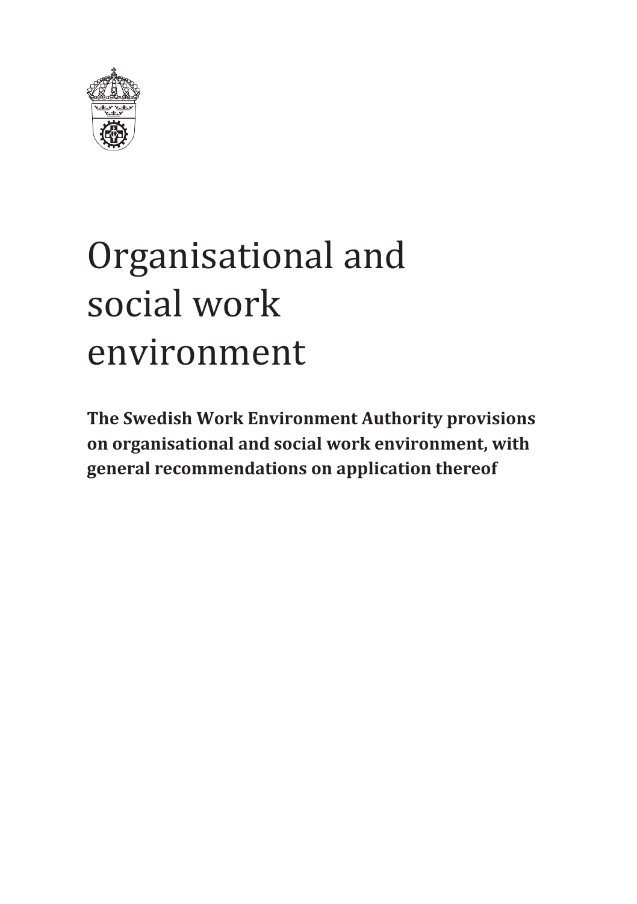# Organisational and social work environment

**The Swedish Work Environment Authority provisions on organisational and social work environment, with general recommendations on application thereof**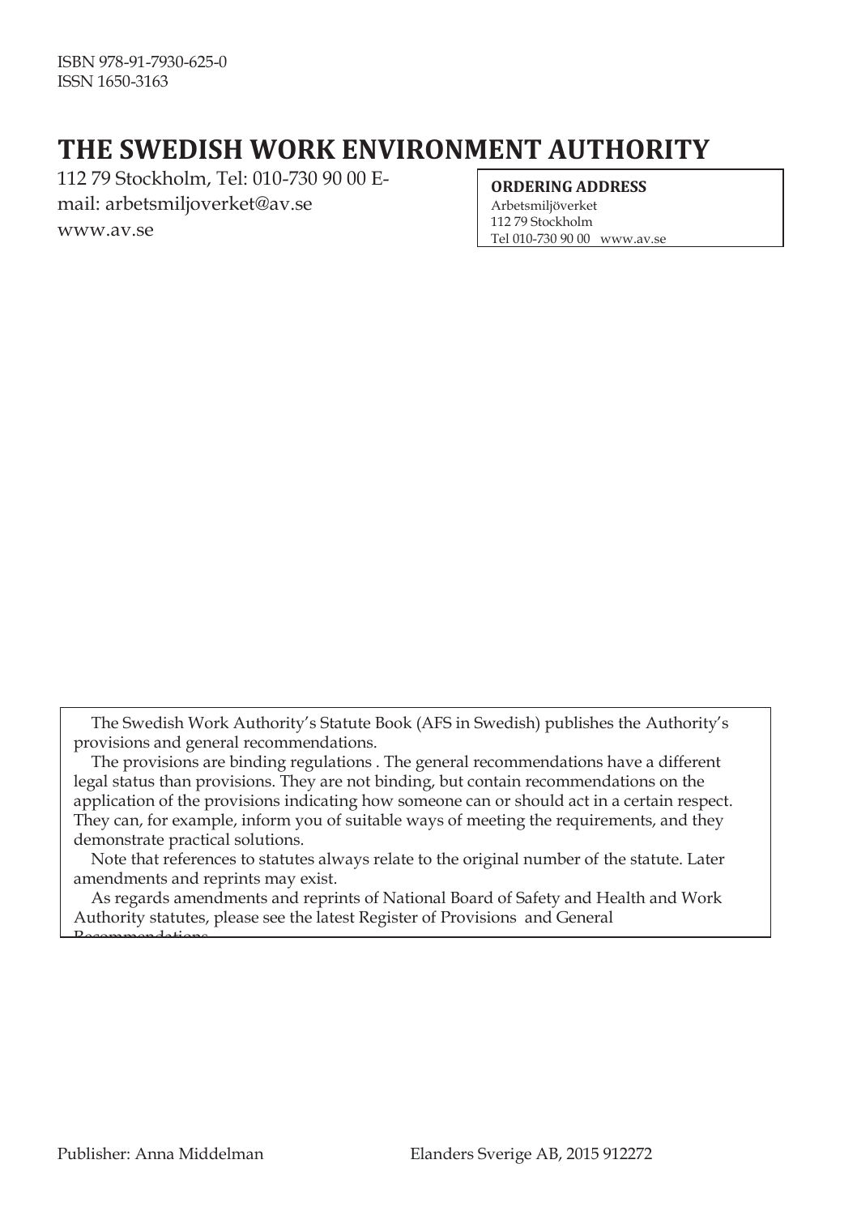ISBN 978-91-7930-625-0
ISSN 1650-3163

# THE SWEDISH WORK ENVIRONMENT AUTHORITY

112 79 Stockholm, Tel: 010-730 90 00 E-mail: arbetsmiljoverket@av.se
www.av.se

**ORDERING ADDRESS**
Arbetsmiljöverket
112 79 Stockholm
Tel 010-730 90 00 www.av.se

The Swedish Work Authority's Statute Book (AFS in Swedish) publishes the Authority's provisions and general recommendations.

The provisions are binding regulations . The general recommendations have a different legal status than provisions. They are not binding, but contain recommendations on the application of the provisions indicating how someone can or should act in a certain respect. They can, for example, inform you of suitable ways of meeting the requirements, and they demonstrate practical solutions.

Note that references to statutes always relate to the original number of the statute. Later amendments and reprints may exist.

As regards amendments and reprints of National Board of Safety and Health and Work Authority statutes, please see the latest Register of Provisions and General Recommendations.

Publisher: Anna Middelman Elanders Sverige AB, 2015 912272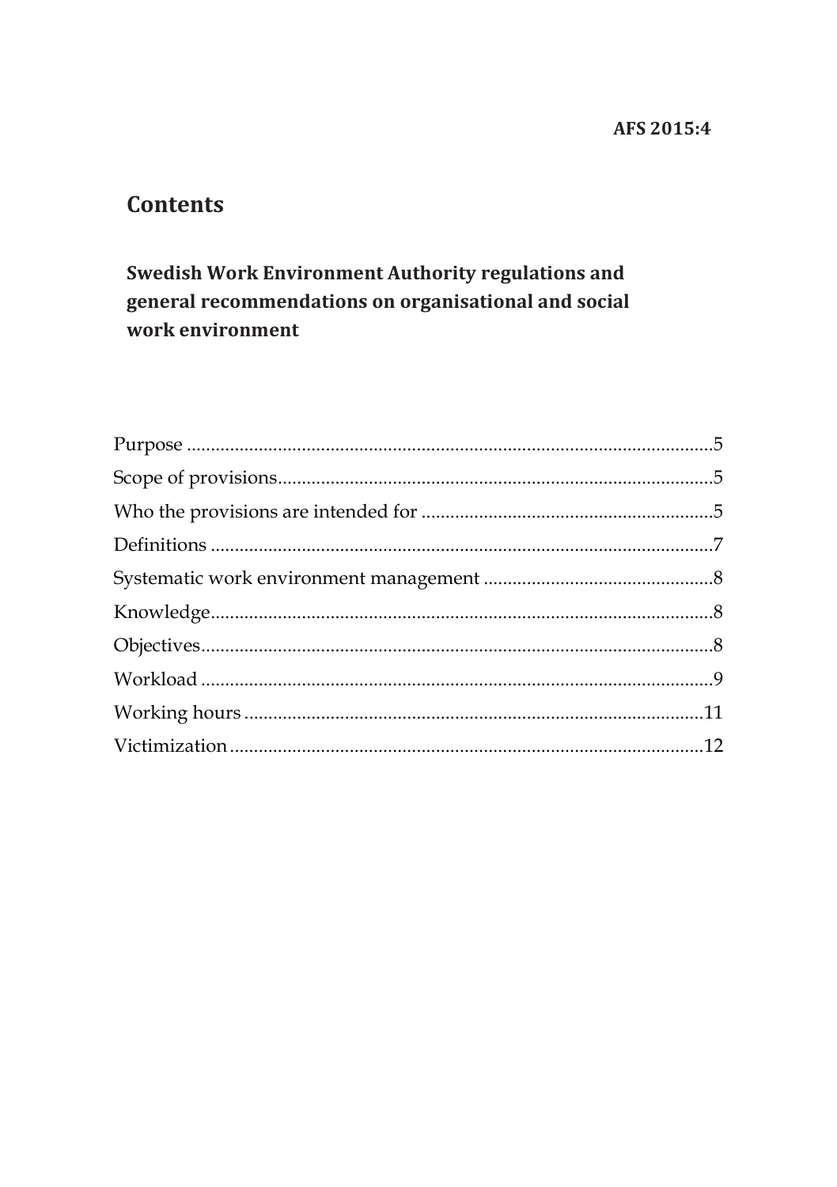AFS 2015:4

# Contents

## Swedish Work Environment Authority regulations and general recommendations on organisational and social work environment

Purpose ....5
Scope of provisions....5
Who the provisions are intended for ....5
Definitions ....7
Systematic work environment management ....8
Knowledge....8
Objectives....8
Workload ....9
Working hours ....11
Victimization ....12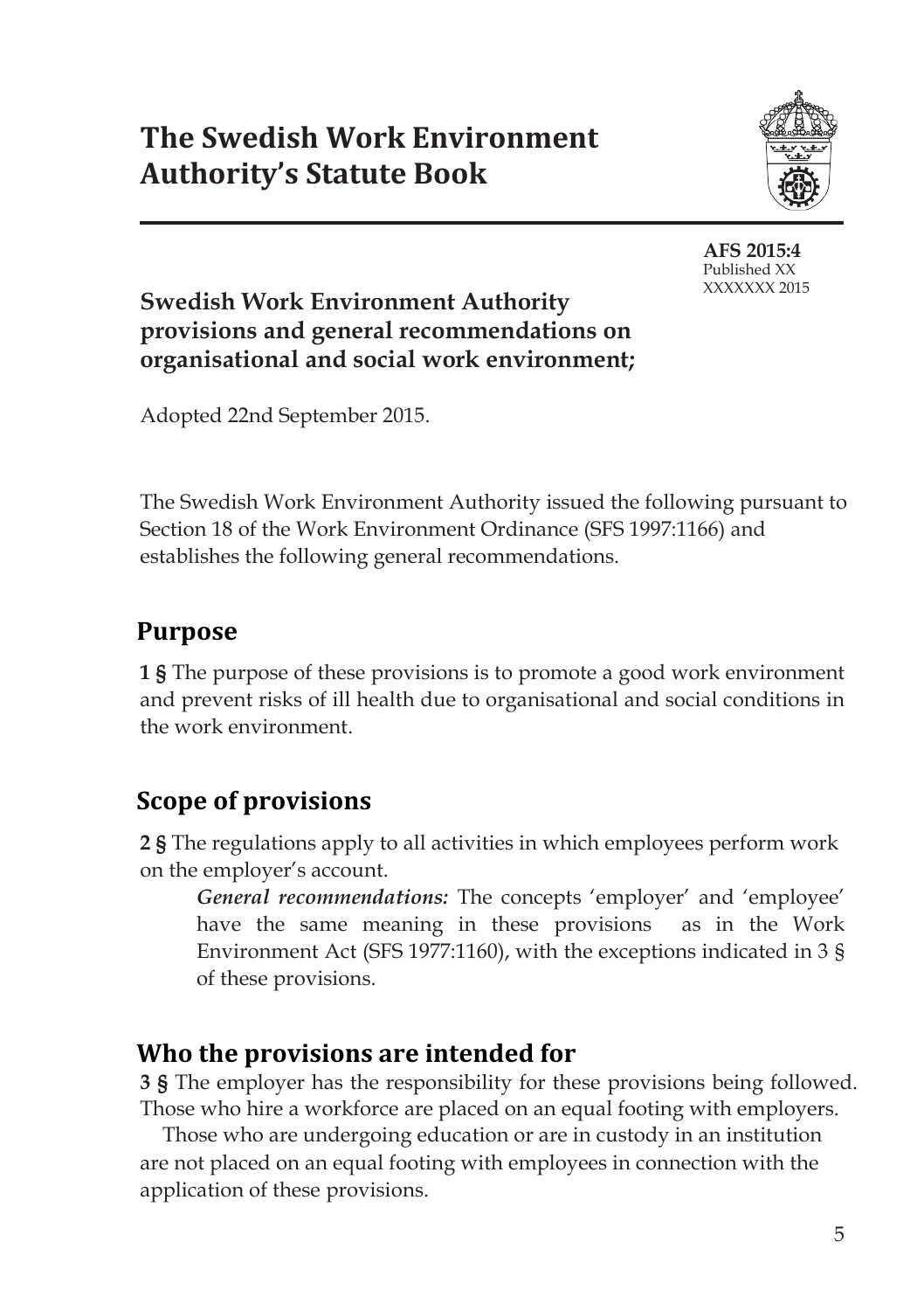# The Swedish Work Environment Authority's Statute Book

**AFS 2015:4**
Published XX XXXXXXX 2015

**Swedish Work Environment Authority provisions and general recommendations on organisational and social work environment;**

Adopted 22nd September 2015.

The Swedish Work Environment Authority issued the following pursuant to Section 18 of the Work Environment Ordinance (SFS 1997:1166) and establishes the following general recommendations.

## Purpose

**1 §** The purpose of these provisions is to promote a good work environment and prevent risks of ill health due to organisational and social conditions in the work environment.

## Scope of provisions

**2 §** The regulations apply to all activities in which employees perform work on the employer's account.

> ***General recommendations:*** The concepts 'employer' and 'employee' have the same meaning in these provisions as in the Work Environment Act (SFS 1977:1160), with the exceptions indicated in 3 § of these provisions.

## Who the provisions are intended for

**3 §** The employer has the responsibility for these provisions being followed. Those who hire a workforce are placed on an equal footing with employers.

Those who are undergoing education or are in custody in an institution are not placed on an equal footing with employees in connection with the application of these provisions.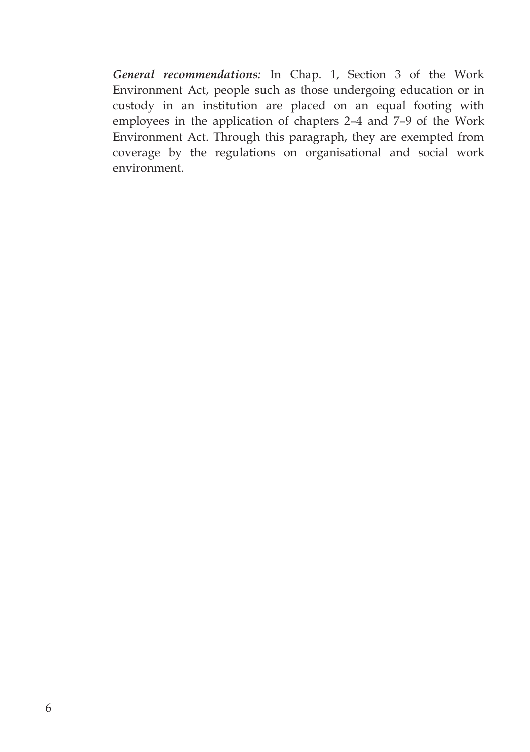***General recommendations:*** In Chap. 1, Section 3 of the Work Environment Act, people such as those undergoing education or in custody in an institution are placed on an equal footing with employees in the application of chapters 2–4 and 7–9 of the Work Environment Act. Through this paragraph, they are exempted from coverage by the regulations on organisational and social work environment.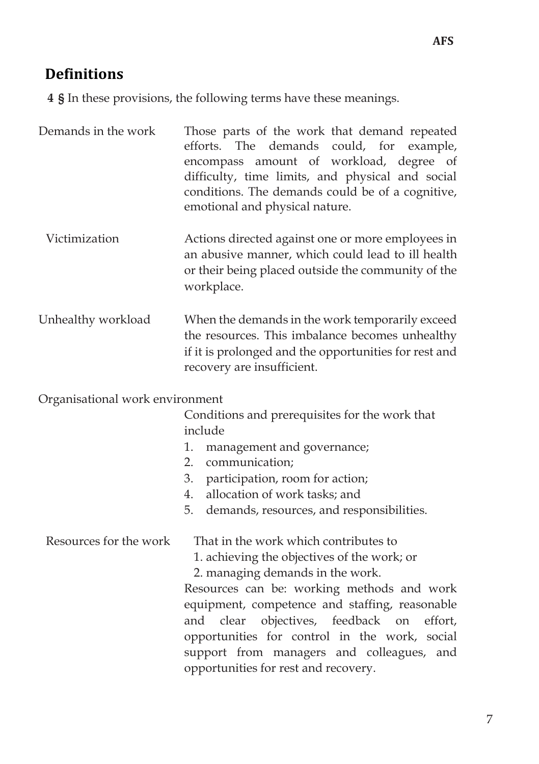## Definitions

**4 §** In these provisions, the following terms have these meanings.

Demands in the work
: Those parts of the work that demand repeated efforts. The demands could, for example, encompass amount of workload, degree of difficulty, time limits, and physical and social conditions. The demands could be of a cognitive, emotional and physical nature.

Victimization
: Actions directed against one or more employees in an abusive manner, which could lead to ill health or their being placed outside the community of the workplace.

Unhealthy workload
: When the demands in the work temporarily exceed the resources. This imbalance becomes unhealthy if it is prolonged and the opportunities for rest and recovery are insufficient.

Organisational work environment
: Conditions and prerequisites for the work that include

1. management and governance;
2. communication;
3. participation, room for action;
4. allocation of work tasks; and
5. demands, resources, and responsibilities.

Resources for the work
: That in the work which contributes to

1. achieving the objectives of the work; or
2. managing demands in the work.

Resources can be: working methods and work equipment, competence and staffing, reasonable and clear objectives, feedback on effort, opportunities for control in the work, social support from managers and colleagues, and opportunities for rest and recovery.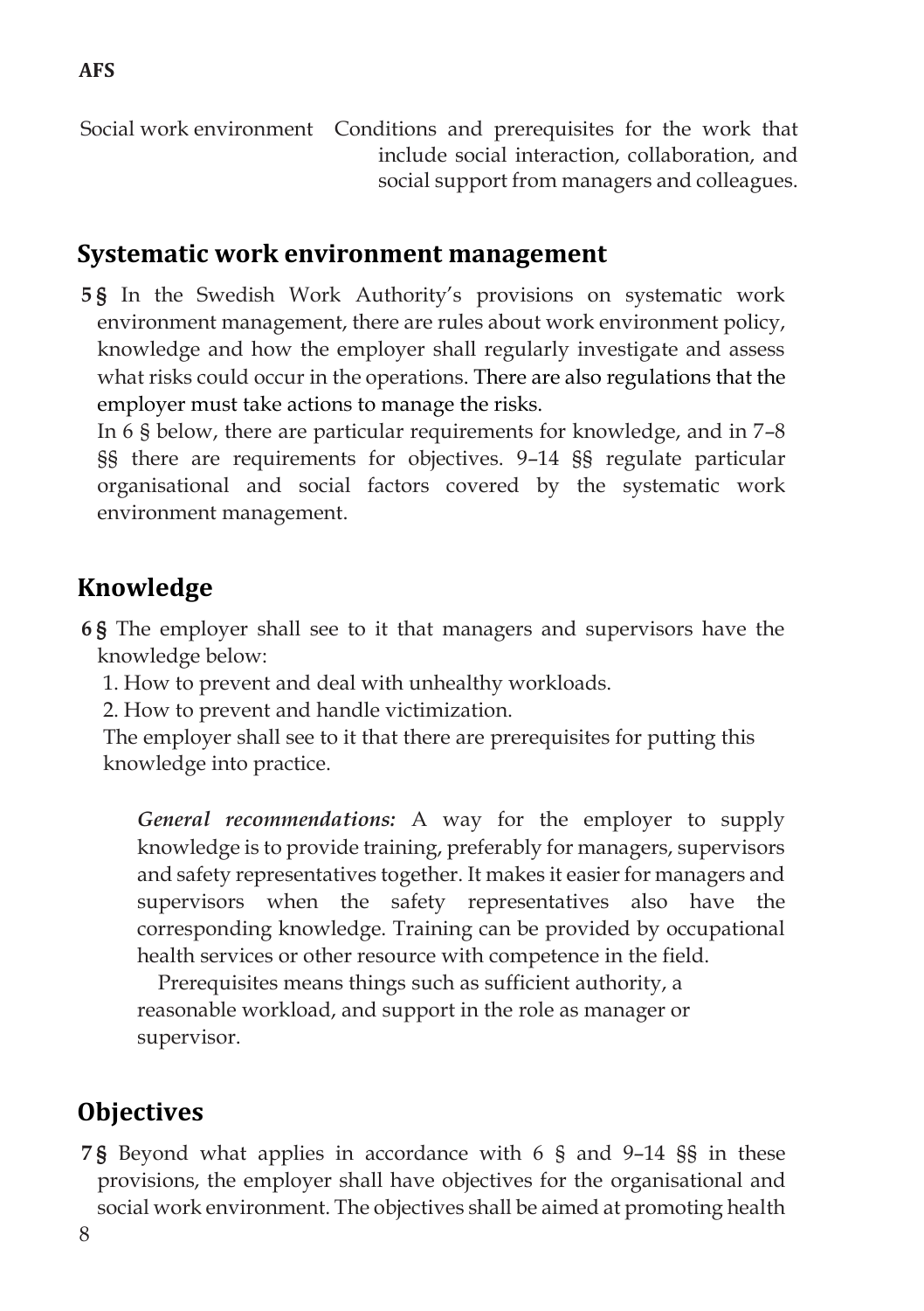Social work environment Conditions and prerequisites for the work that include social interaction, collaboration, and social support from managers and colleagues.

## Systematic work environment management

**5 §** In the Swedish Work Authority's provisions on systematic work environment management, there are rules about work environment policy, knowledge and how the employer shall regularly investigate and assess what risks could occur in the operations. There are also regulations that the employer must take actions to manage the risks.

In 6 § below, there are particular requirements for knowledge, and in 7–8 §§ there are requirements for objectives. 9–14 §§ regulate particular organisational and social factors covered by the systematic work environment management.

## Knowledge

**6 §** The employer shall see to it that managers and supervisors have the knowledge below:

1. How to prevent and deal with unhealthy workloads.
2. How to prevent and handle victimization.

The employer shall see to it that there are prerequisites for putting this knowledge into practice.

> ***General recommendations:*** A way for the employer to supply knowledge is to provide training, preferably for managers, supervisors and safety representatives together. It makes it easier for managers and supervisors when the safety representatives also have the corresponding knowledge. Training can be provided by occupational health services or other resource with competence in the field.
>
> Prerequisites means things such as sufficient authority, a reasonable workload, and support in the role as manager or supervisor.

## Objectives

**7 §** Beyond what applies in accordance with 6 § and 9–14 §§ in these provisions, the employer shall have objectives for the organisational and social work environment. The objectives shall be aimed at promoting health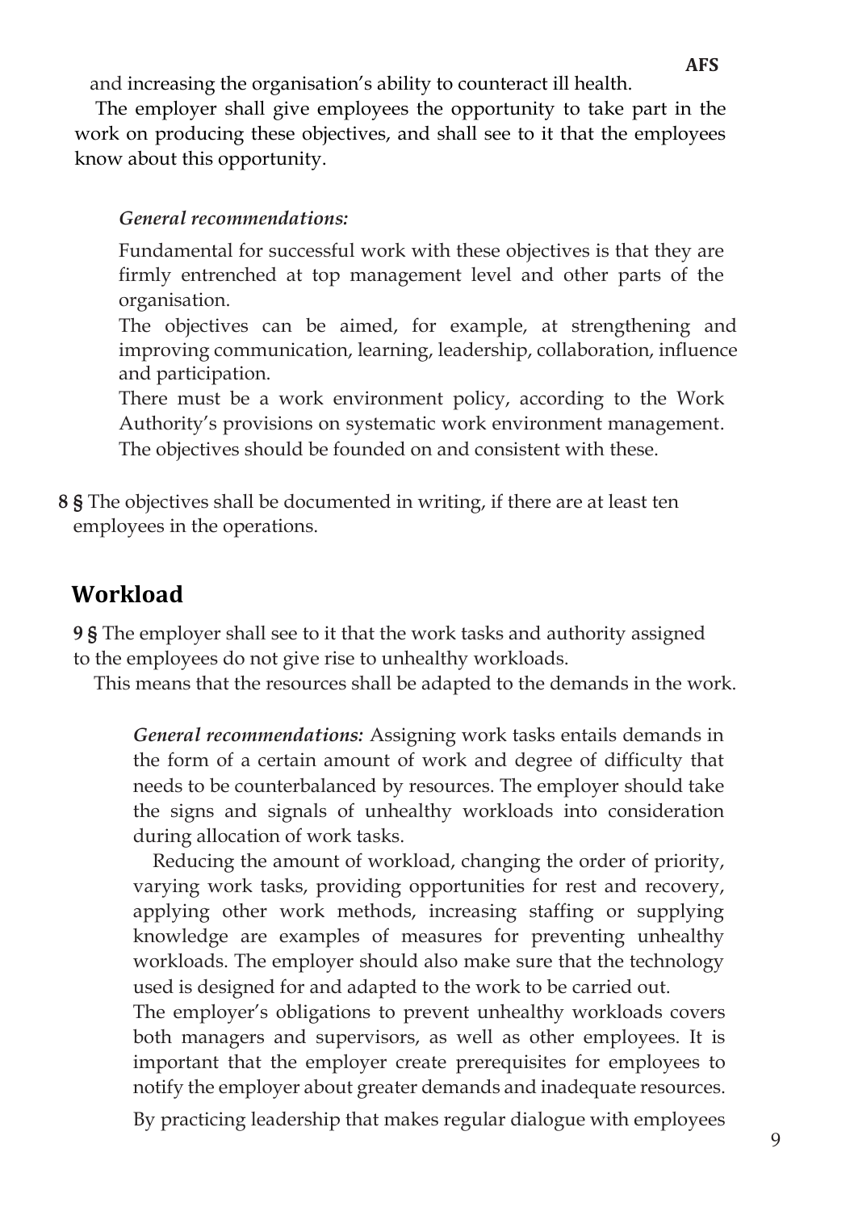and increasing the organisation's ability to counteract ill health.

The employer shall give employees the opportunity to take part in the work on producing these objectives, and shall see to it that the employees know about this opportunity.

*General recommendations:*

Fundamental for successful work with these objectives is that they are firmly entrenched at top management level and other parts of the organisation.

The objectives can be aimed, for example, at strengthening and improving communication, learning, leadership, collaboration, influence and participation.

There must be a work environment policy, according to the Work Authority's provisions on systematic work environment management. The objectives should be founded on and consistent with these.

**8 §** The objectives shall be documented in writing, if there are at least ten employees in the operations.

## Workload

**9 §** The employer shall see to it that the work tasks and authority assigned to the employees do not give rise to unhealthy workloads.

This means that the resources shall be adapted to the demands in the work.

*General recommendations:* Assigning work tasks entails demands in the form of a certain amount of work and degree of difficulty that needs to be counterbalanced by resources. The employer should take the signs and signals of unhealthy workloads into consideration during allocation of work tasks.

Reducing the amount of workload, changing the order of priority, varying work tasks, providing opportunities for rest and recovery, applying other work methods, increasing staffing or supplying knowledge are examples of measures for preventing unhealthy workloads. The employer should also make sure that the technology used is designed for and adapted to the work to be carried out.

The employer's obligations to prevent unhealthy workloads covers both managers and supervisors, as well as other employees. It is important that the employer create prerequisites for employees to notify the employer about greater demands and inadequate resources.

By practicing leadership that makes regular dialogue with employees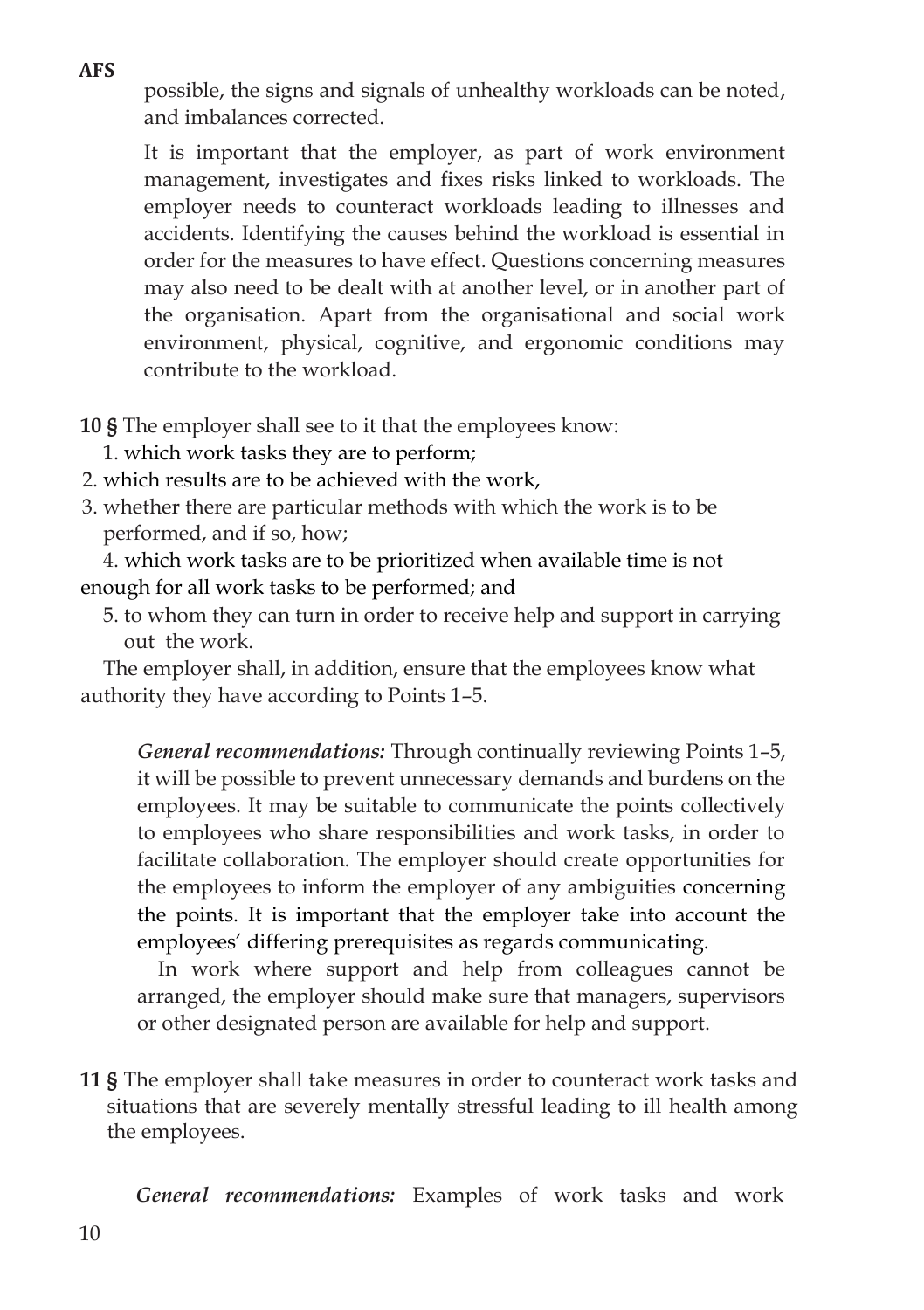possible, the signs and signals of unhealthy workloads can be noted, and imbalances corrected.

It is important that the employer, as part of work environment management, investigates and fixes risks linked to workloads. The employer needs to counteract workloads leading to illnesses and accidents. Identifying the causes behind the workload is essential in order for the measures to have effect. Questions concerning measures may also need to be dealt with at another level, or in another part of the organisation. Apart from the organisational and social work environment, physical, cognitive, and ergonomic conditions may contribute to the workload.

**10 §** The employer shall see to it that the employees know:

1. which work tasks they are to perform;
2. which results are to be achieved with the work,
3. whether there are particular methods with which the work is to be performed, and if so, how;
4. which work tasks are to be prioritized when available time is not enough for all work tasks to be performed; and
5. to whom they can turn in order to receive help and support in carrying out the work.

The employer shall, in addition, ensure that the employees know what authority they have according to Points 1–5.

*General recommendations:* Through continually reviewing Points 1–5, it will be possible to prevent unnecessary demands and burdens on the employees. It may be suitable to communicate the points collectively to employees who share responsibilities and work tasks, in order to facilitate collaboration. The employer should create opportunities for the employees to inform the employer of any ambiguities concerning the points. It is important that the employer take into account the employees' differing prerequisites as regards communicating.

In work where support and help from colleagues cannot be arranged, the employer should make sure that managers, supervisors or other designated person are available for help and support.

**11 §** The employer shall take measures in order to counteract work tasks and situations that are severely mentally stressful leading to ill health among the employees.

*General recommendations:* Examples of work tasks and work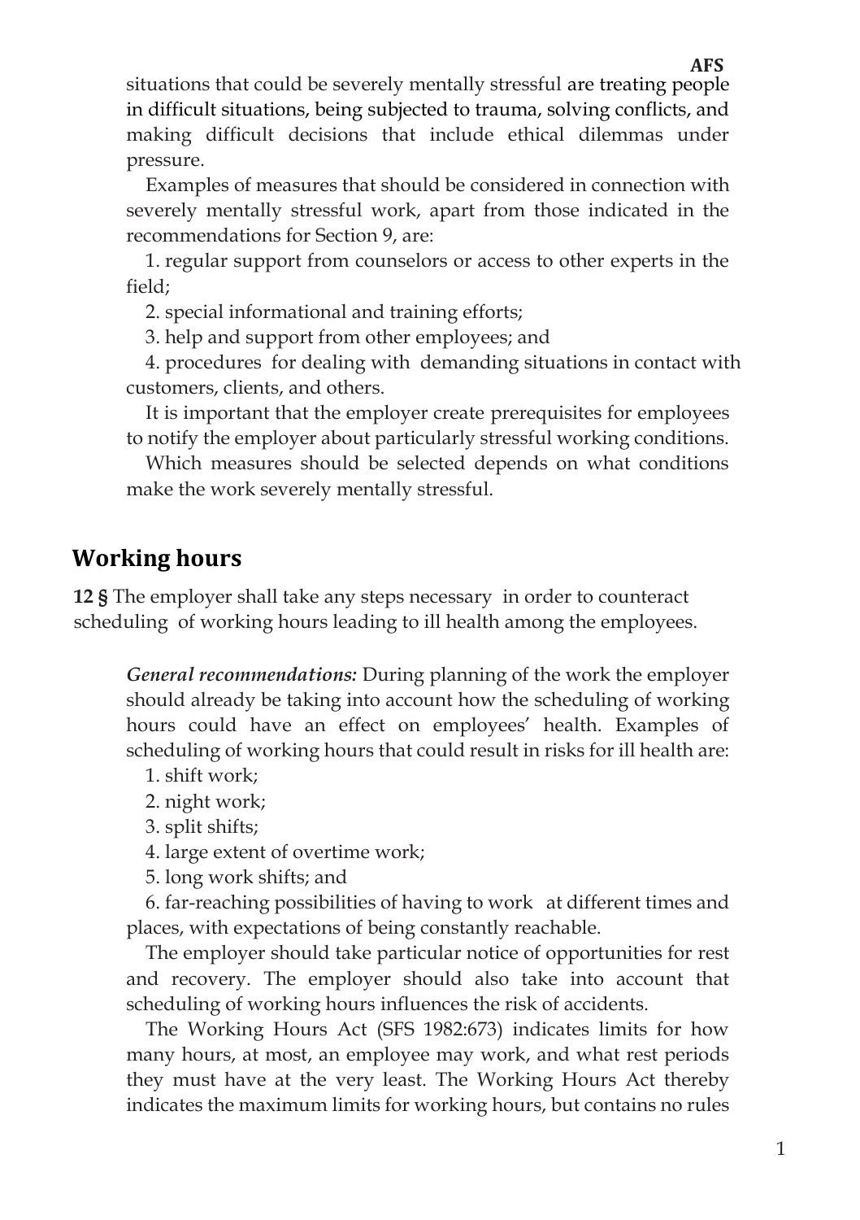situations that could be severely mentally stressful are treating people in difficult situations, being subjected to trauma, solving conflicts, and making difficult decisions that include ethical dilemmas under pressure.

Examples of measures that should be considered in connection with severely mentally stressful work, apart from those indicated in the recommendations for Section 9, are:

1. regular support from counselors or access to other experts in the field;
2. special informational and training efforts;
3. help and support from other employees; and
4. procedures for dealing with demanding situations in contact with customers, clients, and others.

It is important that the employer create prerequisites for employees to notify the employer about particularly stressful working conditions.

Which measures should be selected depends on what conditions make the work severely mentally stressful.

## Working hours

**12 §** The employer shall take any steps necessary in order to counteract scheduling of working hours leading to ill health among the employees.

*General recommendations:* During planning of the work the employer should already be taking into account how the scheduling of working hours could have an effect on employees' health. Examples of scheduling of working hours that could result in risks for ill health are:

1. shift work;
2. night work;
3. split shifts;
4. large extent of overtime work;
5. long work shifts; and
6. far-reaching possibilities of having to work at different times and places, with expectations of being constantly reachable.

The employer should take particular notice of opportunities for rest and recovery. The employer should also take into account that scheduling of working hours influences the risk of accidents.

The Working Hours Act (SFS 1982:673) indicates limits for how many hours, at most, an employee may work, and what rest periods they must have at the very least. The Working Hours Act thereby indicates the maximum limits for working hours, but contains no rules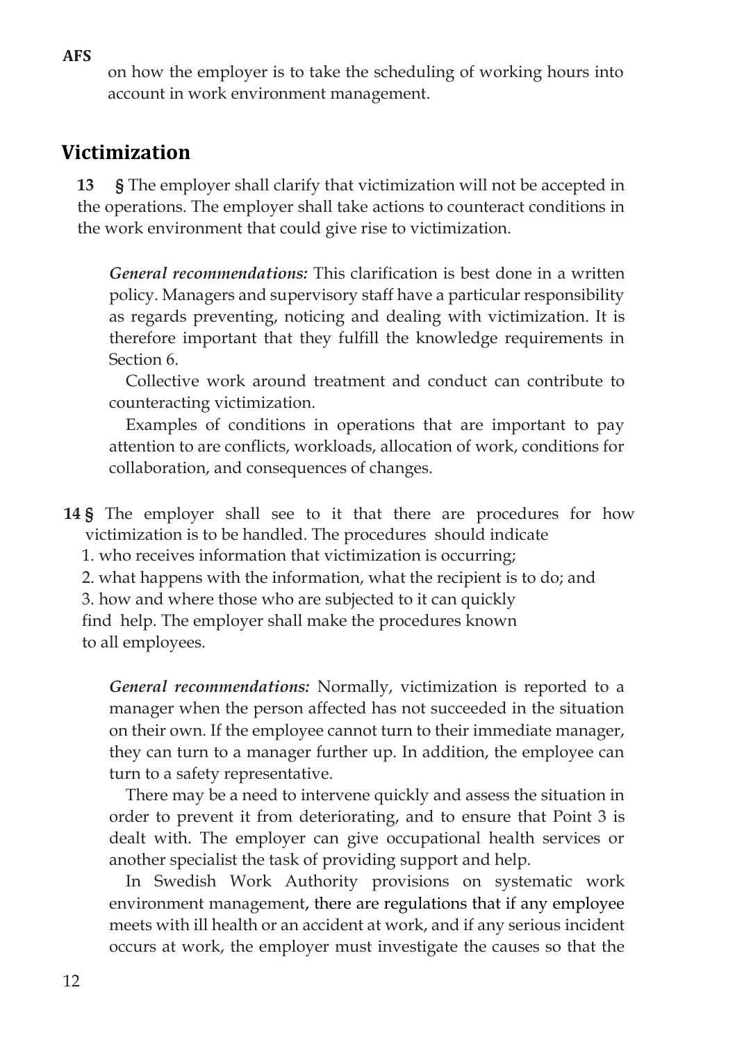on how the employer is to take the scheduling of working hours into account in work environment management.

## Victimization

**13 §** The employer shall clarify that victimization will not be accepted in the operations. The employer shall take actions to counteract conditions in the work environment that could give rise to victimization.

*General recommendations:* This clarification is best done in a written policy. Managers and supervisory staff have a particular responsibility as regards preventing, noticing and dealing with victimization. It is therefore important that they fulfill the knowledge requirements in Section 6.

Collective work around treatment and conduct can contribute to counteracting victimization.

Examples of conditions in operations that are important to pay attention to are conflicts, workloads, allocation of work, conditions for collaboration, and consequences of changes.

**14 §** The employer shall see to it that there are procedures for how victimization is to be handled. The procedures should indicate

1. who receives information that victimization is occurring;
2. what happens with the information, what the recipient is to do; and
3. how and where those who are subjected to it can quickly find help. The employer shall make the procedures known to all employees.

*General recommendations:* Normally, victimization is reported to a manager when the person affected has not succeeded in the situation on their own. If the employee cannot turn to their immediate manager, they can turn to a manager further up. In addition, the employee can turn to a safety representative.

There may be a need to intervene quickly and assess the situation in order to prevent it from deteriorating, and to ensure that Point 3 is dealt with. The employer can give occupational health services or another specialist the task of providing support and help.

In Swedish Work Authority provisions on systematic work environment management, there are regulations that if any employee meets with ill health or an accident at work, and if any serious incident occurs at work, the employer must investigate the causes so that the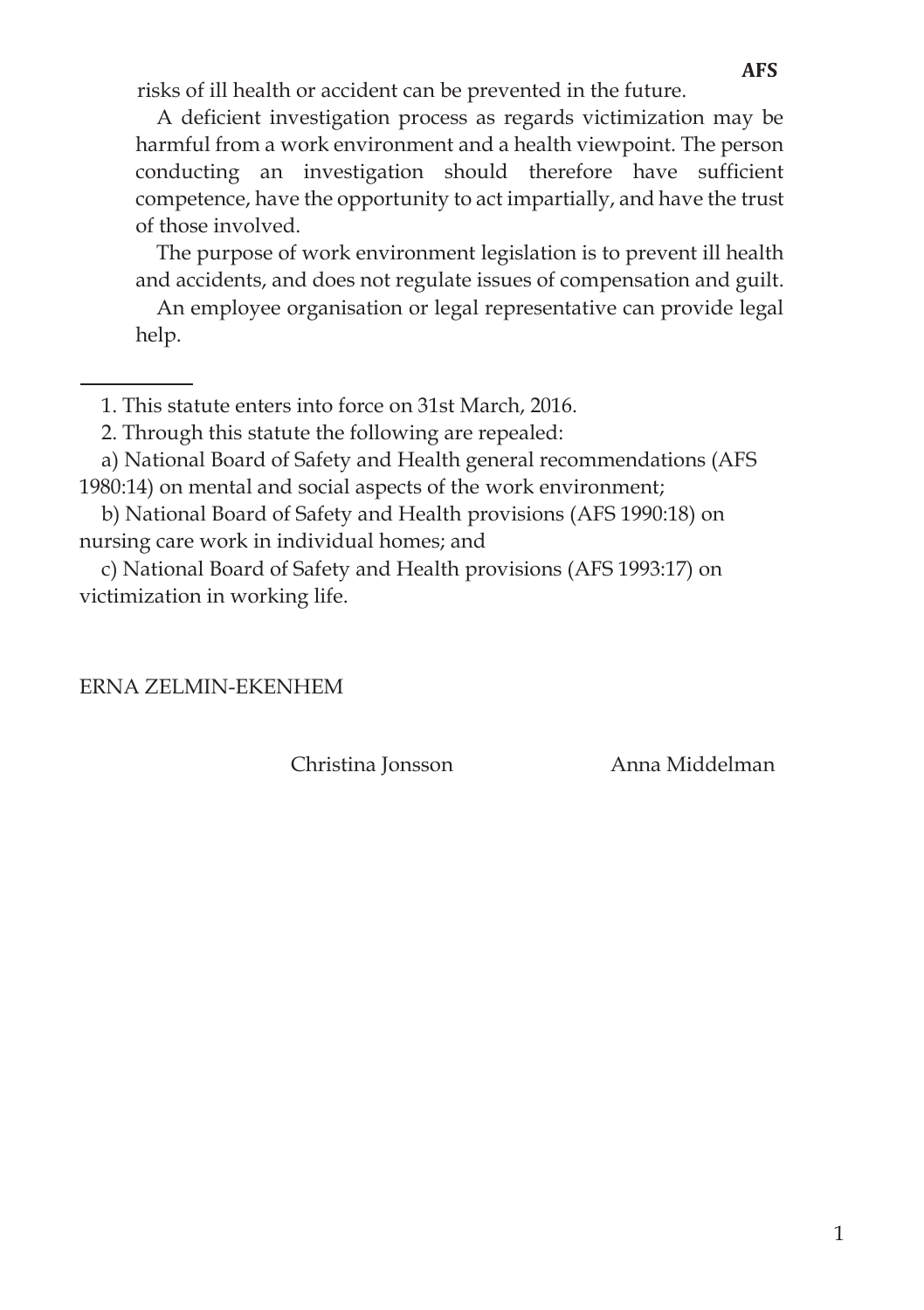risks of ill health or accident can be prevented in the future.

A deficient investigation process as regards victimization may be harmful from a work environment and a health viewpoint. The person conducting an investigation should therefore have sufficient competence, have the opportunity to act impartially, and have the trust of those involved.

The purpose of work environment legislation is to prevent ill health and accidents, and does not regulate issues of compensation and guilt.

An employee organisation or legal representative can provide legal help.

---

1. This statute enters into force on 31st March, 2016.

2. Through this statute the following are repealed:

a) National Board of Safety and Health general recommendations (AFS 1980:14) on mental and social aspects of the work environment;

b) National Board of Safety and Health provisions (AFS 1990:18) on nursing care work in individual homes; and

c) National Board of Safety and Health provisions (AFS 1993:17) on victimization in working life.

ERNA ZELMIN-EKENHEM

Christina Jonsson    Anna Middelman